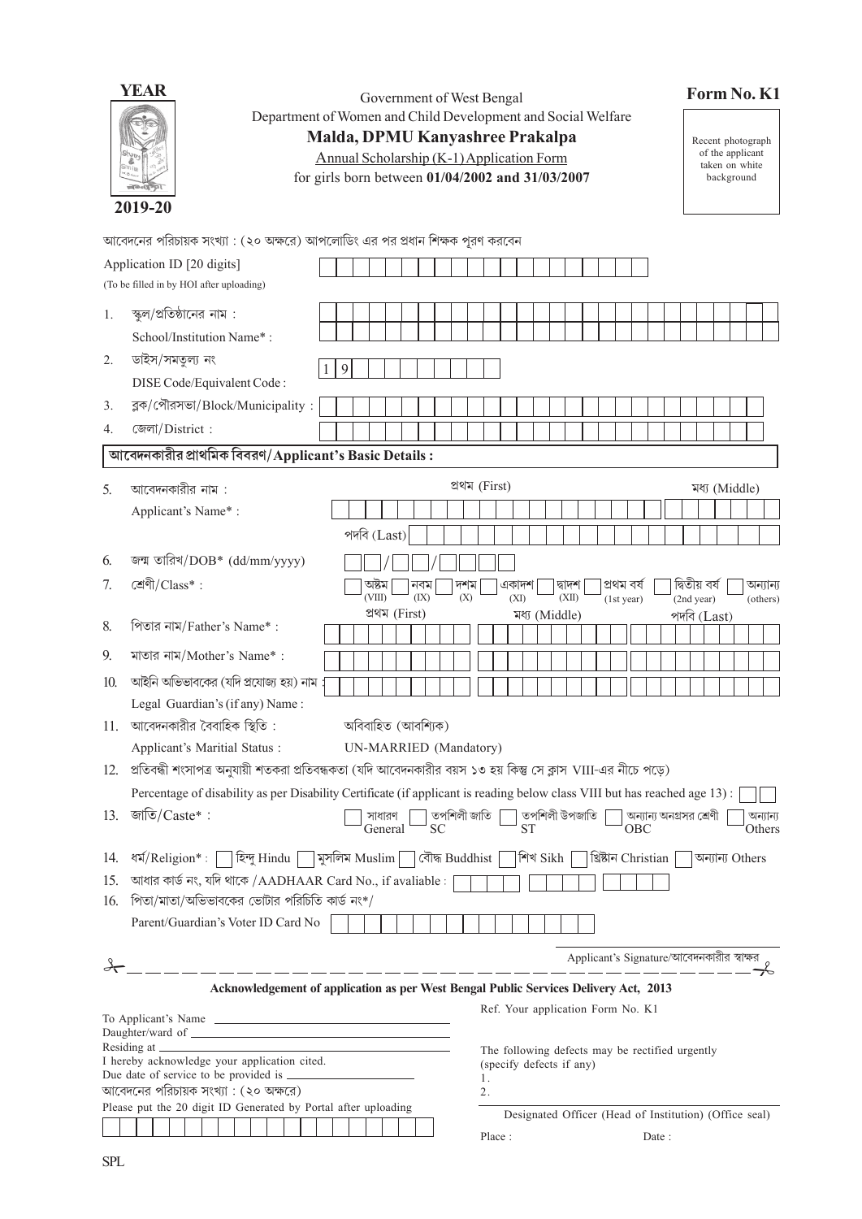**YEAR**

**2019-20**

Government of West Bengal

Department of Women and Child Development and Social Welfare

**Malda, DPMU Kanyashree Prakalpa**

Annual Scholarship (K-1) Application Form

for girls born between **01/04/2002 and 31/03/2007**

**Form No. K1**

Recent photograph of the applicant taken on white background

আবেদনের পরিচায়ক সংখ্যা : (২০ অক্ষরে) আপলোডিং এর পর প্রধান শিক্ষক পূরণ করবেন

Application ID [20 digits]

(To be filled in by HOI after uploading)

1. স্কুল/প্রতিষ্ঠানের নাম : School/Institution Name* :
2. ডাইস/সমতুল্য নং DISE Code/Equivalent Code : 1 9
3. ব্লক/পৌরসভা/Block/Municipality :
4. জেলা/District :

**আবেদনকারীর প্রাথমিক বিবরণ/Applicant's Basic Details :**

5. আবেদনকারীর নাম : Applicant's Name* : প্রথম (First) মধ্য (Middle) পদবি (Last)
6. জন্ম তারিখ/DOB* (dd/mm/yyyy) __/__/____
7. শ্রেণী/Class* : অষ্টম (VIII) নবম (IX) দশম (X) একাদশ (XI) দ্বাদশ (XII) প্রথম বর্ষ (1st year) দ্বিতীয় বর্ষ (2nd year) অন্যান্য (others)
8. পিতার নাম/Father's Name* : প্রথম (First) মধ্য (Middle) পদবি (Last)
9. মাতার নাম/Mother's Name* :
10. আইনি অভিভাবকের (যদি প্রযোজ্য হয়) নাম : Legal Guardian's (if any) Name :
11. আবেদনকারীর বৈবাহিক স্থিতি : অবিবাহিত (আবশ্যিক) Applicant's Maritial Status : UN-MARRIED (Mandatory)
12. প্রতিবন্ধী শংসাপত্র অনুযায়ী শতকরা প্রতিবন্ধকতা (যদি আবেদনকারীর বয়স ১৩ হয় কিন্তু সে ক্লাস VIII-এর নীচে পড়ে) Percentage of disability as per Disability Certificate (if applicant is reading below class VIII but has reached age 13) :
13. জাতি/Caste* : সাধারণ General তপশিলী জাতি SC তপশিলী উপজাতি ST অন্যান্য অনগ্রসর শ্রেণী OBC অন্যান্য Others
14. ধর্ম/Religion* : হিন্দু Hindu মুসলিম Muslim বৌদ্ধ Buddhist শিখ Sikh খ্রিষ্টান Christian অন্যান্য Others
15. আধার কার্ড নং, যদি থাকে /AADHAAR Card No., if avaliable :
16. পিতা/মাতা/অভিভাবকের ভোটার পরিচিতি কার্ড নং*/ Parent/Guardian's Voter ID Card No

Applicant's Signature/আবেদনকারীর স্বাক্ষর

---

**Acknowledgement of application as per West Bengal Public Services Delivery Act, 2013**

To Applicant's Name ____________________

Daughter/ward of ____________________

Residing at ____________________

I hereby acknowledge your application cited.

Due date of service to be provided is ____________________

আবেদনের পরিচায়ক সংখ্যা : (২০ অক্ষরে)

Please put the 20 digit ID Generated by Portal after uploading

Ref. Your application Form No. K1

The following defects may be rectified urgently (specify defects if any)

1.

2.

Designated Officer (Head of Institution) (Office seal)

Place : Date :

SPL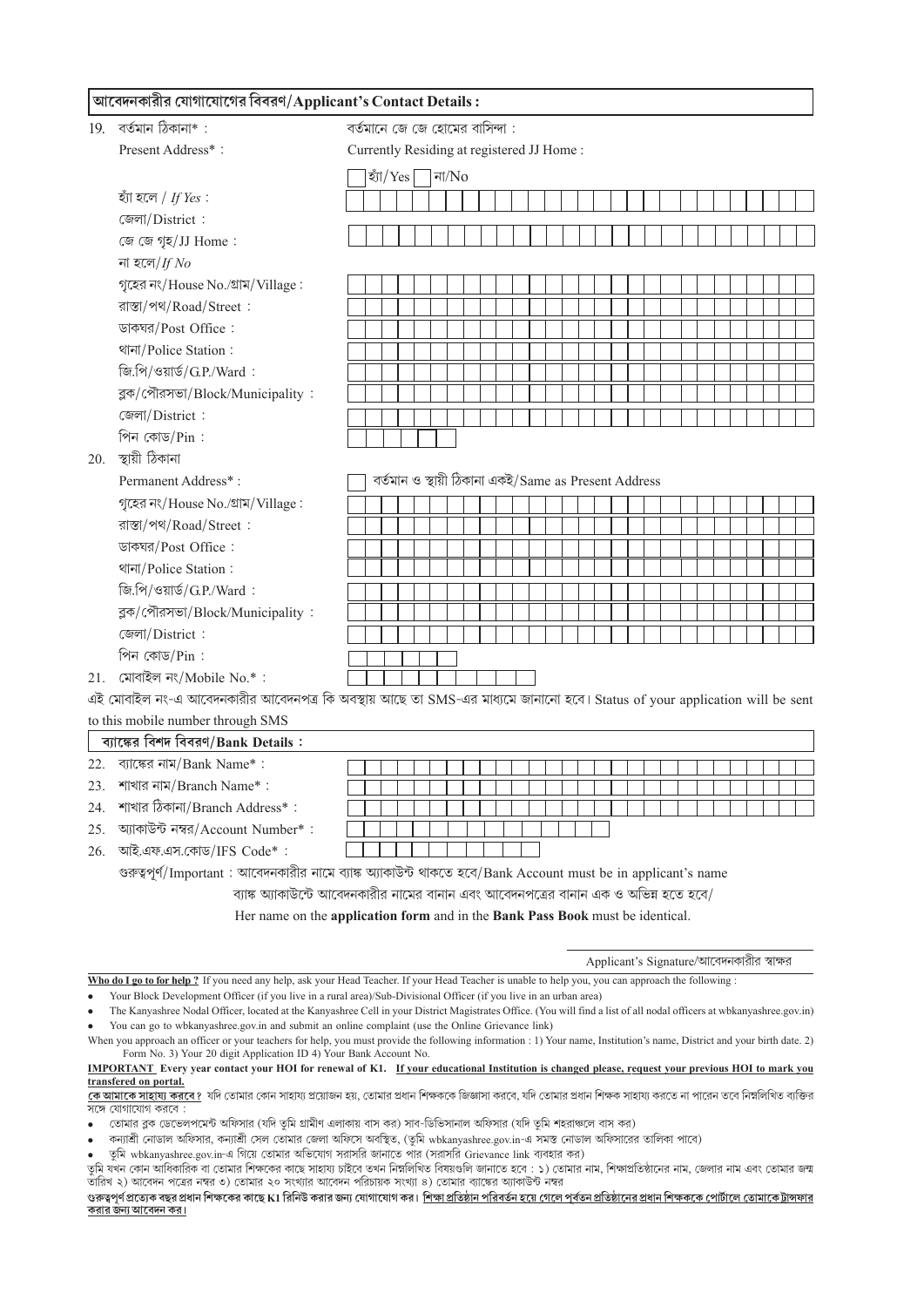## আবেদনকারীর যোগাযোগের বিবরণ/Applicant's Contact Details :

19. বর্তমান ঠিকানা* : Present Address* :

বর্তমানে জে জে হোমের বাসিন্দা : Currently Residing at registered JJ Home :

☐ হ্যাঁ/Yes ☐ না/No

হ্যাঁ হলে / *If Yes* :

জেলা/District :

জে জে গৃহ/JJ Home :

না হলে/*If No*

গৃহের নং/House No./গ্রাম/Village :

রাস্তা/পথ/Road/Street :

ডাকঘর/Post Office :

থানা/Police Station :

জি.পি/ওয়ার্ড/G.P./Ward :

ব্লক/পৌরসভা/Block/Municipality :

জেলা/District :

পিন কোড/Pin :

20. স্থায়ী ঠিকানা Permanent Address* :

☐ বর্তমান ও স্থায়ী ঠিকানা একই/Same as Present Address

গৃহের নং/House No./গ্রাম/Village :

রাস্তা/পথ/Road/Street :

ডাকঘর/Post Office :

থানা/Police Station :

জি.পি/ওয়ার্ড/G.P./Ward :

ব্লক/পৌরসভা/Block/Municipality :

জেলা/District :

পিন কোড/Pin :

21. মোবাইল নং/Mobile No.* :

এই মোবাইল নং-এ আবেদনকারীর আবেদনপত্র কি অবস্থায় আছে তা SMS-এর মাধ্যমে জানানো হবে। Status of your application will be sent to this mobile number through SMS

## ব্যাঙ্কের বিশদ বিবরণ/Bank Details :

22. ব্যাঙ্কের নাম/Bank Name* :
23. শাখার নাম/Branch Name* :
24. শাখার ঠিকানা/Branch Address* :
25. অ্যাকাউন্ট নম্বর/Account Number* :
26. আই.এফ.এস.কোড/IFS Code* :

গুরুত্বপূর্ণ/Important : আবেদনকারীর নামে ব্যাঙ্ক অ্যাকাউন্ট থাকতে হবে/Bank Account must be in applicant's name

ব্যাঙ্ক অ্যাকাউন্টে আবেদনকারীর নামের বানান এবং আবেদনপত্রের বানান এক ও অভিন্ন হতে হবে/

Her name on the **application form** and in the **Bank Pass Book** must be identical.

Applicant's Signature/আবেদনকারীর স্বাক্ষর

**Who do I go to for help ?** If you need any help, ask your Head Teacher. If your Head Teacher is unable to help you, you can approach the following :

- Your Block Development Officer (if you live in a rural area)/Sub-Divisional Officer (if you live in an urban area)
- The Kanyashree Nodal Officer, located at the Kanyashree Cell in your District Magistrates Office. (You will find a list of all nodal officers at wbkanyashree.gov.in)
- You can go to wbkanyashree.gov.in and submit an online complaint (use the Online Grievance link)

When you approach an officer or your teachers for help, you must provide the following information : 1) Your name, Institution's name, District and your birth date. 2) Form No. 3) Your 20 digit Application ID 4) Your Bank Account No.

**IMPORTANT Every year contact your HOI for renewal of K1. If your educational Institution is changed please, request your previous HOI to mark you transfered on portal.**

**কে আমাকে সাহায্য করবে?** যদি তোমার কোন সাহায্য প্রয়োজন হয়, তোমার প্রধান শিক্ষককে জিজ্ঞাসা করবে, যদি তোমার প্রধান শিক্ষক সাহায্য করতে না পারেন তবে নিম্নলিখিত ব্যক্তির সঙ্গে যোগাযোগ করবে :

- তোমার ব্লক ডেভেলপমেন্ট অফিসার (যদি তুমি গ্রামীণ এলাকায় বাস কর) সাব-ডিভিসানাল অফিসার (যদি তুমি শহরাঞ্চলে বাস কর)
- কন্যাশ্রী নোডাল অফিসার, কন্যাশ্রী সেল তোমার জেলা অফিসে অবস্থিত, (তুমি wbkanyashree.gov.in-এ সমস্ত নোডাল অফিসারের তালিকা পাবে)
- তুমি wbkanyashree.gov.in-এ গিয়ে তোমার অভিযোগ সরাসরি জানাতে পার (সরাসরি Grievance link ব্যবহার কর)

তুমি যখন কোন আধিকারিক বা তোমার শিক্ষকের কাছে সাহায্য চাইবে তখন নিম্নলিখিত বিষয়গুলি জানাতে হবে : ১) তোমার নাম, শিক্ষাপ্রতিষ্ঠানের নাম, জেলার নাম এবং তোমার জন্ম তারিখ ২) আবেদন পত্রের নম্বর ৩) তোমার ২০ সংখ্যার আবেদন পরিচায়ক সংখ্যা ৪) তোমার ব্যাঙ্কের অ্যাকাউন্ট নম্বর

**গুরুত্বপূর্ণ প্রত্যেক বছর প্রধান শিক্ষকের কাছে K1 রিনিউ করার জন্য যোগাযোগ কর। শিক্ষা প্রতিষ্ঠান পরিবর্তন হয়ে গেলে পূর্বতন প্রতিষ্ঠানের প্রধান শিক্ষককে পোর্টালে তোমাকে ট্রান্সফার করার জন্য আবেদন কর।**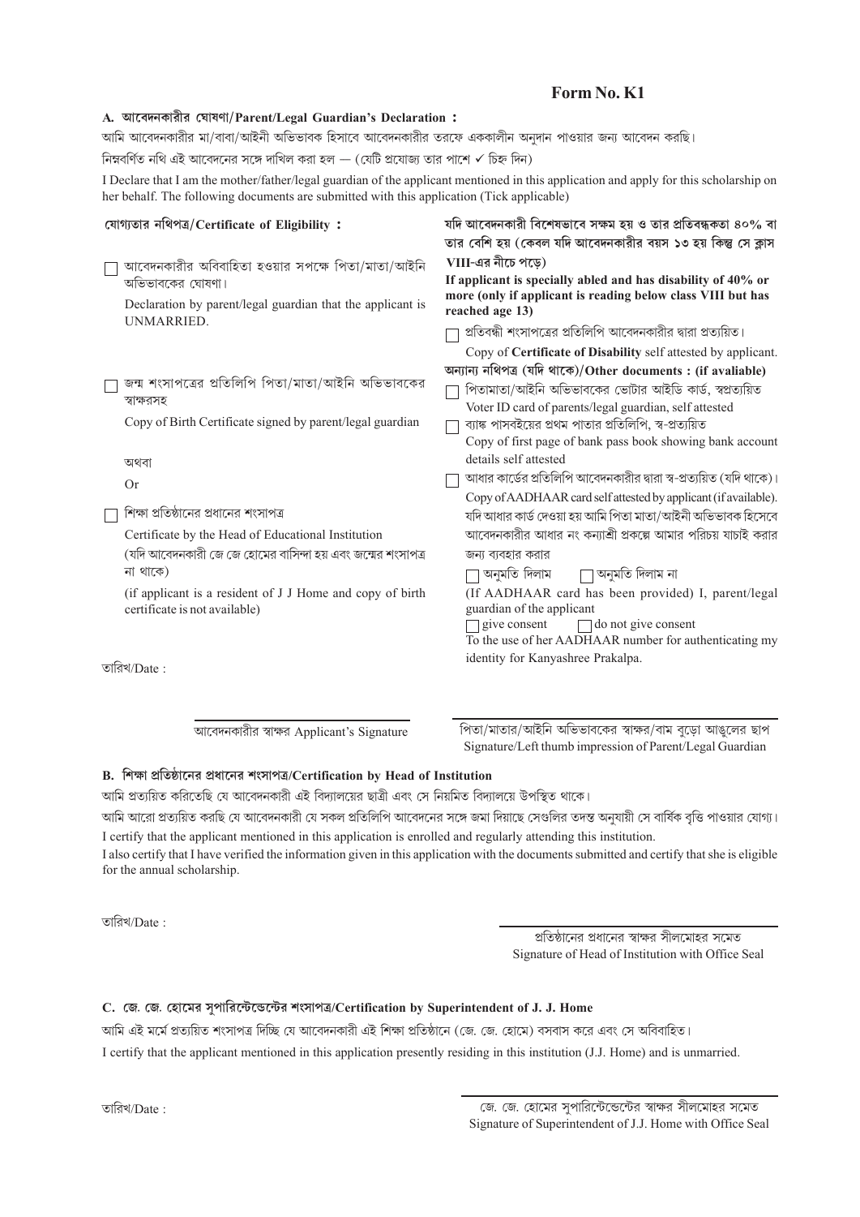**Form No. K1**

### A. আবেদনকারীর ঘোষণা/Parent/Legal Guardian's Declaration :

আমি আবেদনকারীর মা/বাবা/আইনী অভিভাবক হিসাবে আবেদনকারীর তরফে এককালীন অনুদান পাওয়ার জন্য আবেদন করছি।

নিম্নবর্ণিত নথি এই আবেদনের সঙ্গে দাখিল করা হল — (যেটি প্রযোজ্য তার পাশে ✓ চিহ্ন দিন)

I Declare that I am the mother/father/legal guardian of the applicant mentioned in this application and apply for this scholarship on her behalf. The following documents are submitted with this application (Tick applicable)

**যোগ্যতার নথিপত্র/Certificate of Eligibility :**

- ☐ আবেদনকারীর অবিবাহিতা হওয়ার সপক্ষে পিতা/মাতা/আইনি অভিভাবকের ঘোষণা।
  Declaration by parent/legal guardian that the applicant is UNMARRIED.
- ☐ জন্ম শংসাপত্রের প্রতিলিপি পিতা/মাতা/আইনি অভিভাবকের স্বাক্ষরসহ
  Copy of Birth Certificate signed by parent/legal guardian

  অথবা
  Or
- ☐ শিক্ষা প্রতিষ্ঠানের প্রধানের শংসাপত্র
  Certificate by the Head of Educational Institution
  (যদি আবেদনকারী জে জে হোমের বাসিন্দা হয় এবং জন্মের শংসাপত্র না থাকে)
  (if applicant is a resident of J J Home and copy of birth certificate is not available)

**যদি আবেদনকারী বিশেষভাবে সক্ষম হয় ও তার প্রতিবন্ধকতা ৪০% বা তার বেশি হয় (কেবল যদি আবেদনকারীর বয়স ১৩ হয় কিন্তু সে ক্লাস VIII-এর নীচে পড়ে)**
**If applicant is specially abled and has disability of 40% or more (only if applicant is reading below class VIII but has reached age 13)**

- ☐ প্রতিবন্ধী শংসাপত্রের প্রতিলিপি আবেদনকারীর দ্বারা প্রত্যয়িত।
  Copy of **Certificate of Disability** self attested by applicant.

**অন্যান্য নথিপত্র (যদি থাকে)/Other documents : (if avaliable)**

- ☐ পিতামাতা/আইনি অভিভাবকের ভোটার আইডি কার্ড, স্বপ্রত্যয়িত
  Voter ID card of parents/legal guardian, self attested
- ☐ ব্যাঙ্ক পাসবইয়ের প্রথম পাতার প্রতিলিপি, স্ব-প্রত্যয়িত
  Copy of first page of bank pass book showing bank account details self attested
- ☐ আধার কার্ডের প্রতিলিপি আবেদনকারীর দ্বারা স্ব-প্রত্যয়িত (যদি থাকে)।
  Copy of AADHAAR card self attested by applicant (if available).

যদি আধার কার্ড দেওয়া হয় আমি পিতা মাতা/আইনী অভিভাবক হিসেবে আবেদনকারীর আধার নং কন্যাশ্রী প্রকল্পে আমার পরিচয় যাচাই করার জন্য ব্যবহার করার

☐ অনুমতি দিলাম ☐ অনুমতি দিলাম না

(If AADHAAR card has been provided) I, parent/legal guardian of the applicant

☐ give consent ☐ do not give consent

To the use of her AADHAAR number for authenticating my identity for Kanyashree Prakalpa.

তারিখ/Date :

আবেদনকারীর স্বাক্ষর Applicant's Signature

পিতা/মাতার/আইনি অভিভাবকের স্বাক্ষর/বাম বুড়ো আঙুলের ছাপ
Signature/Left thumb impression of Parent/Legal Guardian

### B. শিক্ষা প্রতিষ্ঠানের প্রধানের শংসাপত্র/Certification by Head of Institution

আমি প্রত্যয়িত করিতেছি যে আবেদনকারী এই বিদ্যালয়ের ছাত্রী এবং সে নিয়মিত বিদ্যালয়ে উপস্থিত থাকে।

আমি আরো প্রত্যয়িত করছি যে আবেদনকারী যে সকল প্রতিলিপি আবেদনের সঙ্গে জমা দিয়াছে সেগুলির তদন্ত অনুযায়ী সে বার্ষিক বৃত্তি পাওয়ার যোগ্য।

I certify that the applicant mentioned in this application is enrolled and regularly attending this institution.

I also certify that I have verified the information given in this application with the documents submitted and certify that she is eligible for the annual scholarship.

তারিখ/Date :

প্রতিষ্ঠানের প্রধানের স্বাক্ষর সীলমোহর সমেত
Signature of Head of Institution with Office Seal

### C. জে. জে. হোমের সুপারিন্টেন্ডেন্টের শংসাপত্র/Certification by Superintendent of J. J. Home

আমি এই মর্মে প্রত্যয়িত শংসাপত্র দিচ্ছি যে আবেদনকারী এই শিক্ষা প্রতিষ্ঠানে (জে. জে. হোমে) বসবাস করে এবং সে অবিবাহিত।

I certify that the applicant mentioned in this application presently residing in this institution (J.J. Home) and is unmarried.

তারিখ/Date :

জে. জে. হোমের সুপারিন্টেন্ডেন্টের স্বাক্ষর সীলমোহর সমেত
Signature of Superintendent of J.J. Home with Office Seal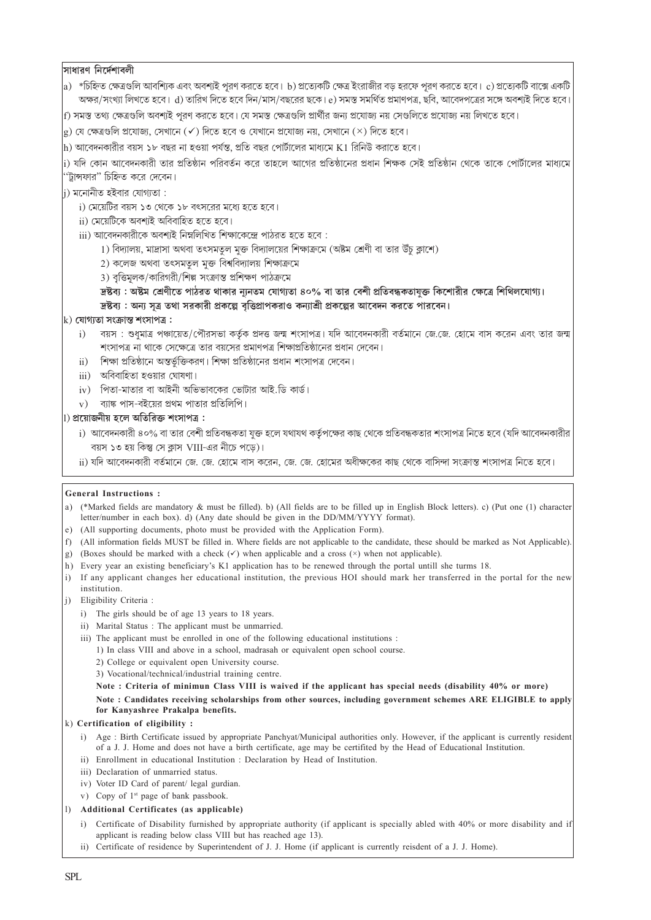## সাধারণ নির্দেশাবলী

a) *চিহ্নিত ক্ষেত্রগুলি আবশ্যিক এবং অবশ্যই পূরণ করতে হবে। b) প্রত্যেকটি ক্ষেত্র ইংরাজীর বড় হরফে পূরণ করতে হবে। c) প্রত্যেকটি বাক্সে একটি অক্ষর/সংখ্যা লিখতে হবে। d) তারিখ দিতে হবে দিন/মাস/বছরের ছকে। e) সমস্ত সমর্থিত প্রমাণপত্র, ছবি, আবেদপত্রের সঙ্গে অবশ্যই দিতে হবে।

f) সমস্ত তথ্য ক্ষেত্রগুলি অবশ্যই পূরণ করতে হবে। যে সমস্ত ক্ষেত্রগুলি প্রার্থীর জন্য প্রযোজ্য নয় সেগুলিতে প্রযোজ্য নয় লিখতে হবে।

g) যে ক্ষেত্রগুলি প্রযোজ্য, সেখানে (✓) দিতে হবে ও যেখানে প্রযোজ্য নয়, সেখানে (×) দিতে হবে।

h) আবেদনকারীর বয়স ১৮ বছর না হওয়া পর্যন্ত, প্রতি বছর পোর্টালের মাধ্যমে K1 রিনিউ করাতে হবে।

i) যদি কোন আবেদনকারী তার প্রতিষ্ঠান পরিবর্তন করে তাহলে আগের প্রতিষ্ঠানের প্রধান শিক্ষক সেই প্রতিষ্ঠান থেকে তাকে পোর্টালের মাধ্যমে "ট্রান্সফার" চিহ্নিত করে দেবেন।

j) মনোনীত হইবার যোগ্যতা :

- i) মেয়েটির বয়স ১৩ থেকে ১৮ বৎসরের মধ্যে হতে হবে।
- ii) মেয়েটিকে অবশ্যই অবিবাহিত হতে হবে।
- iii) আবেদনকারীকে অবশ্যই নিম্নলিখিত শিক্ষাকেন্দ্রে পাঠরত হতে হবে :
  1) বিদ্যালয়, মাদ্রাসা অথবা তৎসমতুল মুক্ত বিদ্যালয়ের শিক্ষাক্রমে (অষ্টম শ্রেণী বা তার উঁচু ক্লাশে)
  2) কলেজ অথবা তৎসমতুল মুক্ত বিশ্ববিদ্যালয় শিক্ষাক্রমে
  3) বৃত্তিমূলক/কারিগরী/শিল্প সংক্রান্ত প্রশিক্ষণ পাঠক্রমে

  **দ্রষ্টব্য : অষ্টম শ্রেণীতে পাঠরত থাকার ন্যূনতম যোগ্যতা ৪০% বা তার বেশী প্রতিবন্ধকতাযুক্ত কিশোরীর ক্ষেত্রে শিথিলযোগ্য।**

  **দ্রষ্টব্য : অন্য সূত্র তথা সরকারী প্রকল্পে বৃত্তিপ্রাপকরাও কন্যাশ্রী প্রকল্পের আবেদন করতে পারবেন।**

k) **যোগ্যতা সংক্রান্ত শংসাপত্র :**

- i) বয়স : শুধুমাত্র পঞ্চায়েত/পৌরসভা কর্তৃক প্রদত্ত জন্ম শংসাপত্র। যদি আবেদনকারী বর্তমানে জে.জে. হোমে বাস করেন এবং তার জন্ম শংসাপত্র না থাকে সেক্ষেত্রে তার বয়সের প্রমাণপত্র শিক্ষাপ্রতিষ্ঠানের প্রধান দেবেন।
- ii) শিক্ষা প্রতিষ্ঠানে অন্তর্ভুক্তিকরণ। শিক্ষা প্রতিষ্ঠানের প্রধান শংসাপত্র দেবেন।
- iii) অবিবাহিতা হওয়ার ঘোষণা।
- iv) পিতা-মাতার বা আইনী অভিভাবকের ভোটার আই.ডি কার্ড।
- v) ব্যাঙ্ক পাস-বইয়ের প্রথম পাতার প্রতিলিপি।

l) **প্রয়োজনীয় হলে অতিরিক্ত শংসাপত্র :**

- i) আবেদনকারী ৪০% বা তার বেশী প্রতিবন্ধকতা যুক্ত হলে যথাযথ কর্তৃপক্ষের কাছ থেকে প্রতিবন্ধকতার শংসাপত্র নিতে হবে (যদি আবেদনকারীর বয়স ১৩ হয় কিন্তু সে ক্লাস VIII-এর নীচে পড়ে)।
- ii) যদি আবেদনকারী বর্তমানে জে. জে. হোমে বাস করেন, জে. জে. হোমের অধীক্ষকের কাছ থেকে বাসিন্দা সংক্রান্ত শংসাপত্র নিতে হবে।

## General Instructions :

a) (*Marked fields are mandatory & must be filled). b) (All fields are to be filled up in English Block letters). c) (Put one (1) character letter/number in each box). d) (Any date should be given in the DD/MM/YYYY format).

e) (All supporting documents, photo must be provided with the Application Form).

f) (All information fields MUST be filled in. Where fields are not applicable to the candidate, these should be marked as Not Applicable).

g) (Boxes should be marked with a check (✓) when applicable and a cross (×) when not applicable).

h) Every year an existing beneficiary's K1 application has to be renewed through the portal untill she turns 18.

i) If any applicant changes her educational institution, the previous HOI should mark her transferred in the portal for the new institution.

j) Eligibility Criteria :

- i) The girls should be of age 13 years to 18 years.
- ii) Marital Status : The applicant must be unmarried.
- iii) The applicant must be enrolled in one of the following educational institutions :
  1) In class VIII and above in a school, madrasah or equivalent open school course.
  2) College or equivalent open University course.
  3) Vocational/technical/industrial training centre.

  **Note : Criteria of minimun Class VIII is waived if the applicant has special needs (disability 40% or more)**

  **Note : Candidates receiving scholarships from other sources, including government schemes ARE ELIGIBLE to apply for Kanyashree Prakalpa benefits.**

k) **Certification of eligibility :**

- i) Age : Birth Certificate issued by appropriate Panchyat/Municipal authorities only. However, if the applicant is currently resident of a J. J. Home and does not have a birth certificate, age may be certifited by the Head of Educational Institution.
- ii) Enrollment in educational Institution : Declaration by Head of Institution.
- iii) Declaration of unmarried status.
- iv) Voter ID Card of parent/ legal gurdian.
- v) Copy of 1st page of bank passbook.

l) **Additional Certificates (as applicable)**

- i) Certificate of Disability furnished by appropriate authority (if applicant is specially abled with 40% or more disability and if applicant is reading below class VIII but has reached age 13).
- ii) Certificate of residence by Superintendent of J. J. Home (if applicant is currently reisdent of a J. J. Home).

SPL